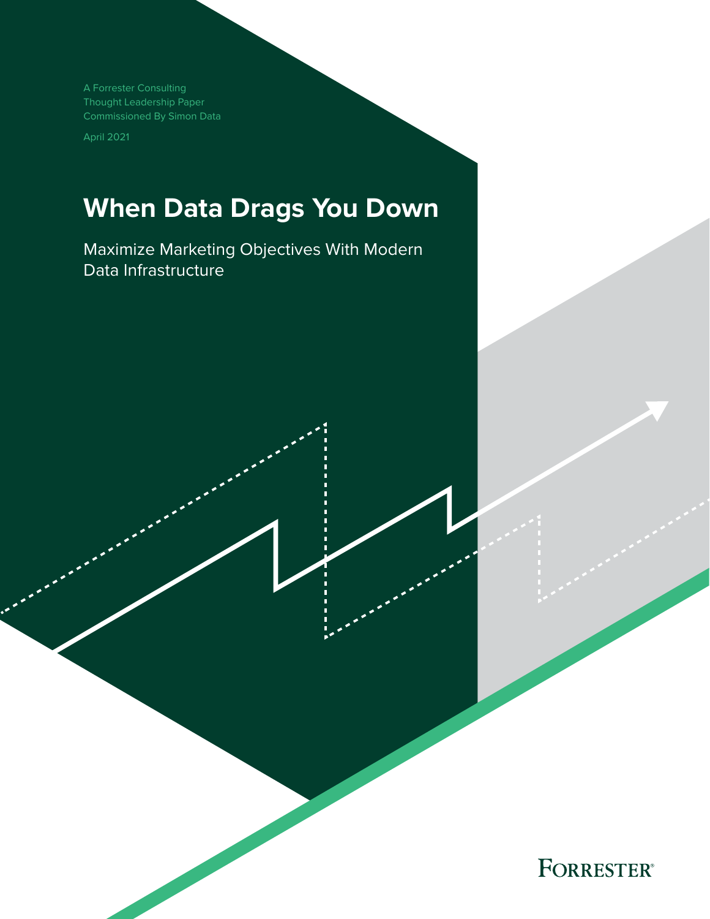A Forrester Consulting
Thought Leadership Paper
Commissioned By Simon Data

April 2021

# When Data Drags You Down

## Maximize Marketing Objectives With Modern Data Infrastructure

FORRESTER®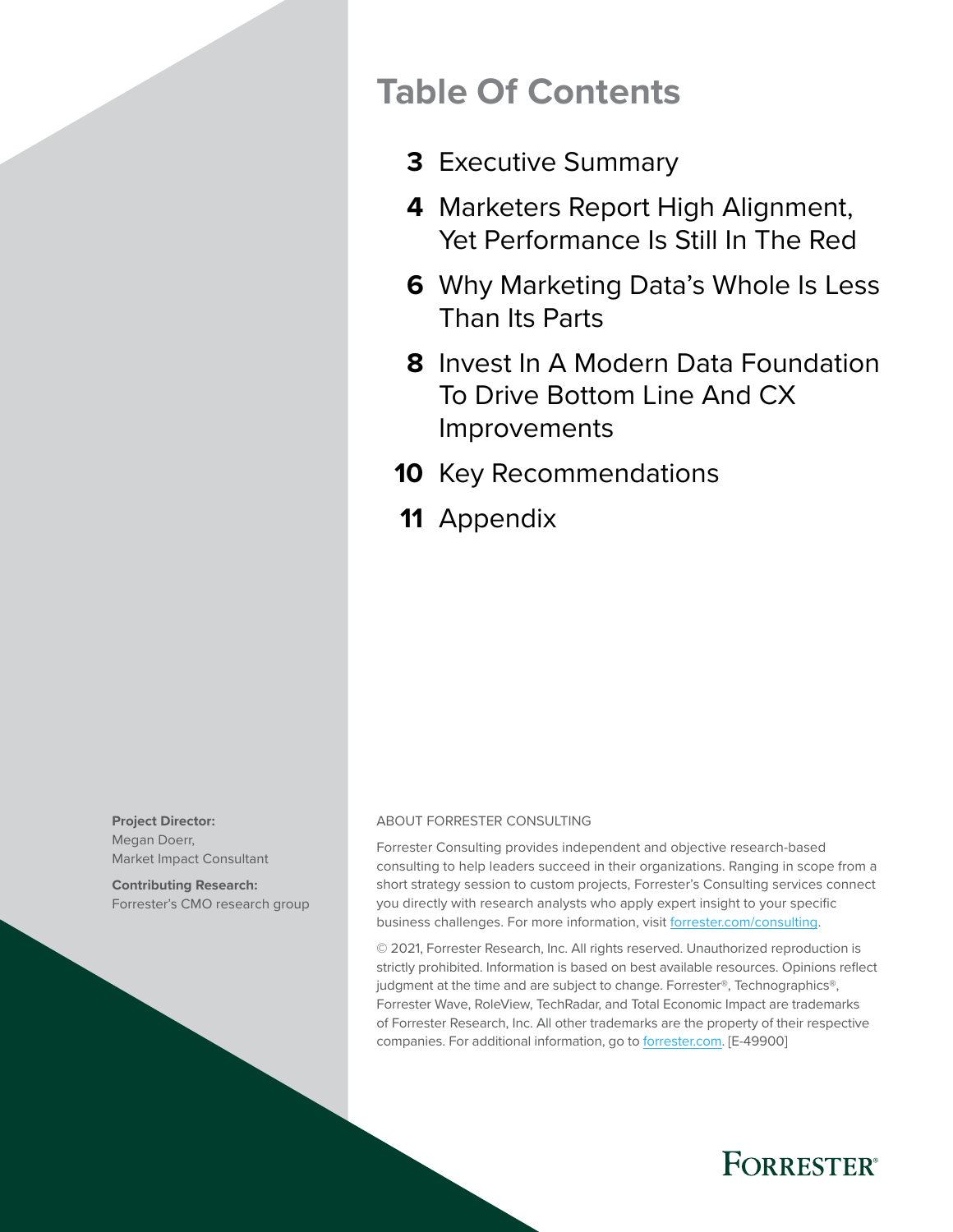# Table Of Contents

- **3** Executive Summary
- **4** Marketers Report High Alignment, Yet Performance Is Still In The Red
- **6** Why Marketing Data's Whole Is Less Than Its Parts
- **8** Invest In A Modern Data Foundation To Drive Bottom Line And CX Improvements
- **10** Key Recommendations
- **11** Appendix

**Project Director:**
Megan Doerr,
Market Impact Consultant

**Contributing Research:**
Forrester's CMO research group

ABOUT FORRESTER CONSULTING

Forrester Consulting provides independent and objective research-based consulting to help leaders succeed in their organizations. Ranging in scope from a short strategy session to custom projects, Forrester's Consulting services connect you directly with research analysts who apply expert insight to your specific business challenges. For more information, visit forrester.com/consulting.

© 2021, Forrester Research, Inc. All rights reserved. Unauthorized reproduction is strictly prohibited. Information is based on best available resources. Opinions reflect judgment at the time and are subject to change. Forrester®, Technographics®, Forrester Wave, RoleView, TechRadar, and Total Economic Impact are trademarks of Forrester Research, Inc. All other trademarks are the property of their respective companies. For additional information, go to forrester.com. [E-49900]

FORRESTER®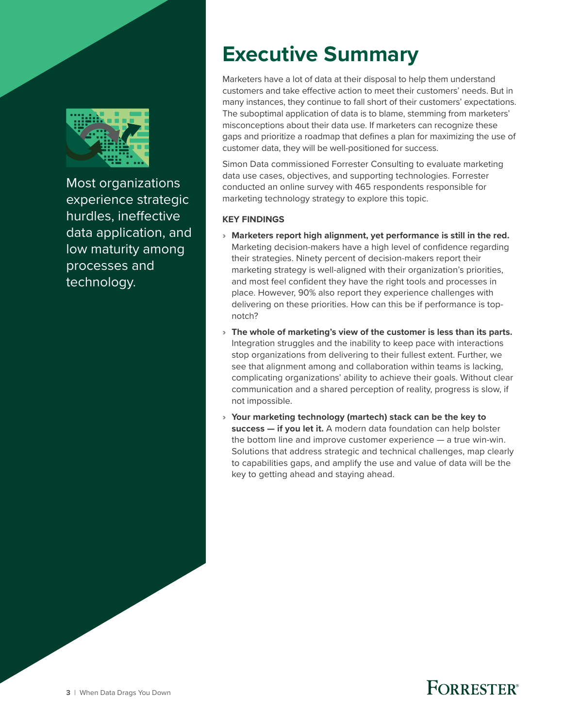Most organizations experience strategic hurdles, ineffective data application, and low maturity among processes and technology.

# Executive Summary

Marketers have a lot of data at their disposal to help them understand customers and take effective action to meet their customers' needs. But in many instances, they continue to fall short of their customers' expectations. The suboptimal application of data is to blame, stemming from marketers' misconceptions about their data use. If marketers can recognize these gaps and prioritize a roadmap that defines a plan for maximizing the use of customer data, they will be well-positioned for success.

Simon Data commissioned Forrester Consulting to evaluate marketing data use cases, objectives, and supporting technologies. Forrester conducted an online survey with 465 respondents responsible for marketing technology strategy to explore this topic.

**KEY FINDINGS**

- **Marketers report high alignment, yet performance is still in the red.** Marketing decision-makers have a high level of confidence regarding their strategies. Ninety percent of decision-makers report their marketing strategy is well-aligned with their organization's priorities, and most feel confident they have the right tools and processes in place. However, 90% also report they experience challenges with delivering on these priorities. How can this be if performance is top-notch?
- **The whole of marketing's view of the customer is less than its parts.** Integration struggles and the inability to keep pace with interactions stop organizations from delivering to their fullest extent. Further, we see that alignment among and collaboration within teams is lacking, complicating organizations' ability to achieve their goals. Without clear communication and a shared perception of reality, progress is slow, if not impossible.
- **Your marketing technology (martech) stack can be the key to success — if you let it.** A modern data foundation can help bolster the bottom line and improve customer experience — a true win-win. Solutions that address strategic and technical challenges, map clearly to capabilities gaps, and amplify the use and value of data will be the key to getting ahead and staying ahead.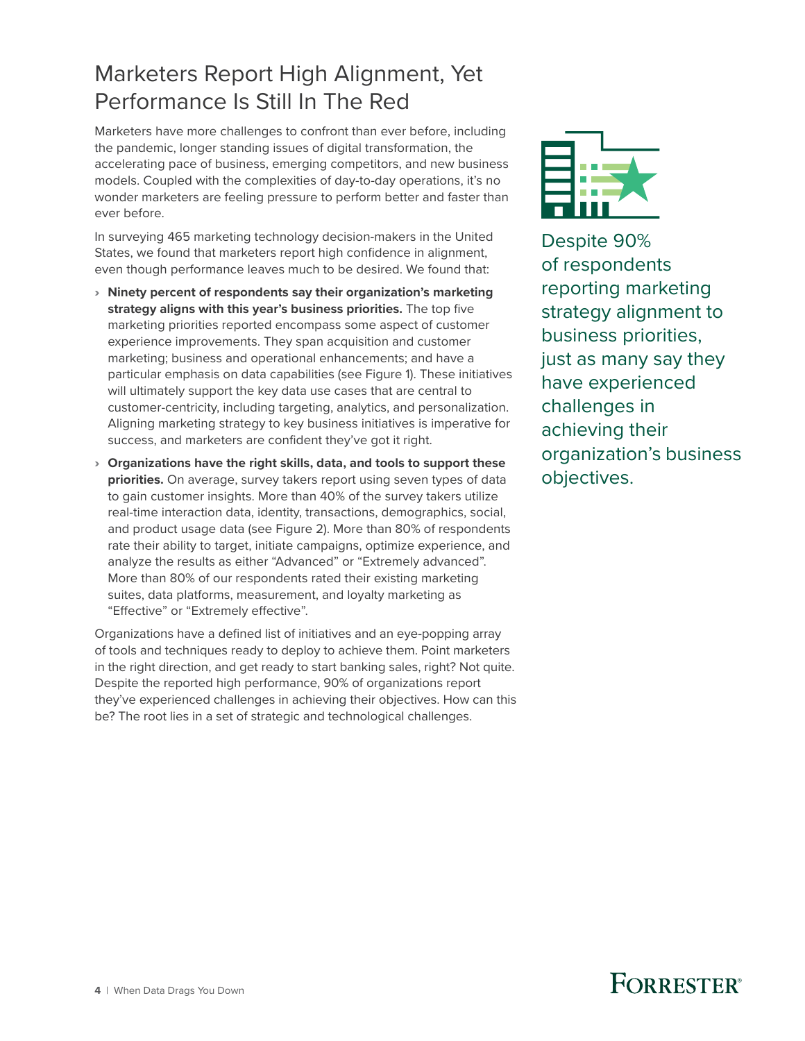# Marketers Report High Alignment, Yet Performance Is Still In The Red

Marketers have more challenges to confront than ever before, including the pandemic, longer standing issues of digital transformation, the accelerating pace of business, emerging competitors, and new business models. Coupled with the complexities of day-to-day operations, it's no wonder marketers are feeling pressure to perform better and faster than ever before.

In surveying 465 marketing technology decision-makers in the United States, we found that marketers report high confidence in alignment, even though performance leaves much to be desired. We found that:

- **Ninety percent of respondents say their organization's marketing strategy aligns with this year's business priorities.** The top five marketing priorities reported encompass some aspect of customer experience improvements. They span acquisition and customer marketing; business and operational enhancements; and have a particular emphasis on data capabilities (see Figure 1). These initiatives will ultimately support the key data use cases that are central to customer-centricity, including targeting, analytics, and personalization. Aligning marketing strategy to key business initiatives is imperative for success, and marketers are confident they've got it right.
- **Organizations have the right skills, data, and tools to support these priorities.** On average, survey takers report using seven types of data to gain customer insights. More than 40% of the survey takers utilize real-time interaction data, identity, transactions, demographics, social, and product usage data (see Figure 2). More than 80% of respondents rate their ability to target, initiate campaigns, optimize experience, and analyze the results as either "Advanced" or "Extremely advanced". More than 80% of our respondents rated their existing marketing suites, data platforms, measurement, and loyalty marketing as "Effective" or "Extremely effective".

Organizations have a defined list of initiatives and an eye-popping array of tools and techniques ready to deploy to achieve them. Point marketers in the right direction, and get ready to start banking sales, right? Not quite. Despite the reported high performance, 90% of organizations report they've experienced challenges in achieving their objectives. How can this be? The root lies in a set of strategic and technological challenges.

Despite 90% of respondents reporting marketing strategy alignment to business priorities, just as many say they have experienced challenges in achieving their organization's business objectives.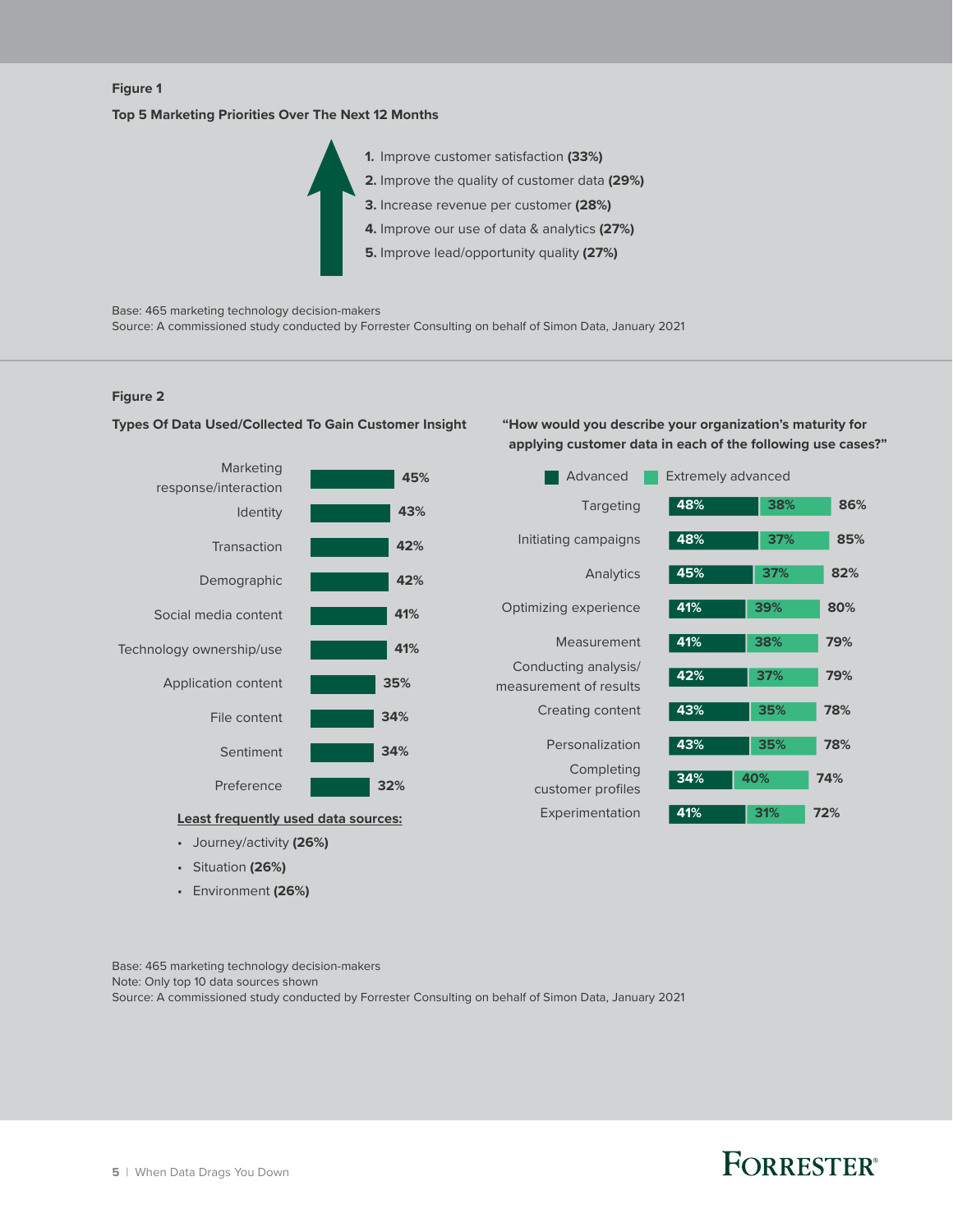**Figure 1**

**Top 5 Marketing Priorities Over The Next 12 Months**

1. Improve customer satisfaction **(33%)**
2. Improve the quality of customer data **(29%)**
3. Increase revenue per customer **(28%)**
4. Improve our use of data & analytics **(27%)**
5. Improve lead/opportunity quality **(27%)**

Base: 465 marketing technology decision-makers
Source: A commissioned study conducted by Forrester Consulting on behalf of Simon Data, January 2021

**Figure 2**

**Types Of Data Used/Collected To Gain Customer Insight**

| Data type | % |
|---|---|
| Marketing response/interaction | 45% |
| Identity | 43% |
| Transaction | 42% |
| Demographic | 42% |
| Social media content | 41% |
| Technology ownership/use | 41% |
| Application content | 35% |
| File content | 34% |
| Sentiment | 34% |
| Preference | 32% |

**Least frequently used data sources:**

- Journey/activity **(26%)**
- Situation **(26%)**
- Environment **(26%)**

**"How would you describe your organization's maturity for applying customer data in each of the following use cases?"**

| Use case | Advanced | Extremely advanced | Total |
|---|---|---|---|
| Targeting | 48% | 38% | 86% |
| Initiating campaigns | 48% | 37% | 85% |
| Analytics | 45% | 37% | 82% |
| Optimizing experience | 41% | 39% | 80% |
| Measurement | 41% | 38% | 79% |
| Conducting analysis/measurement of results | 42% | 37% | 79% |
| Creating content | 43% | 35% | 78% |
| Personalization | 43% | 35% | 78% |
| Completing customer profiles | 34% | 40% | 74% |
| Experimentation | 41% | 31% | 72% |

Base: 465 marketing technology decision-makers
Note: Only top 10 data sources shown
Source: A commissioned study conducted by Forrester Consulting on behalf of Simon Data, January 2021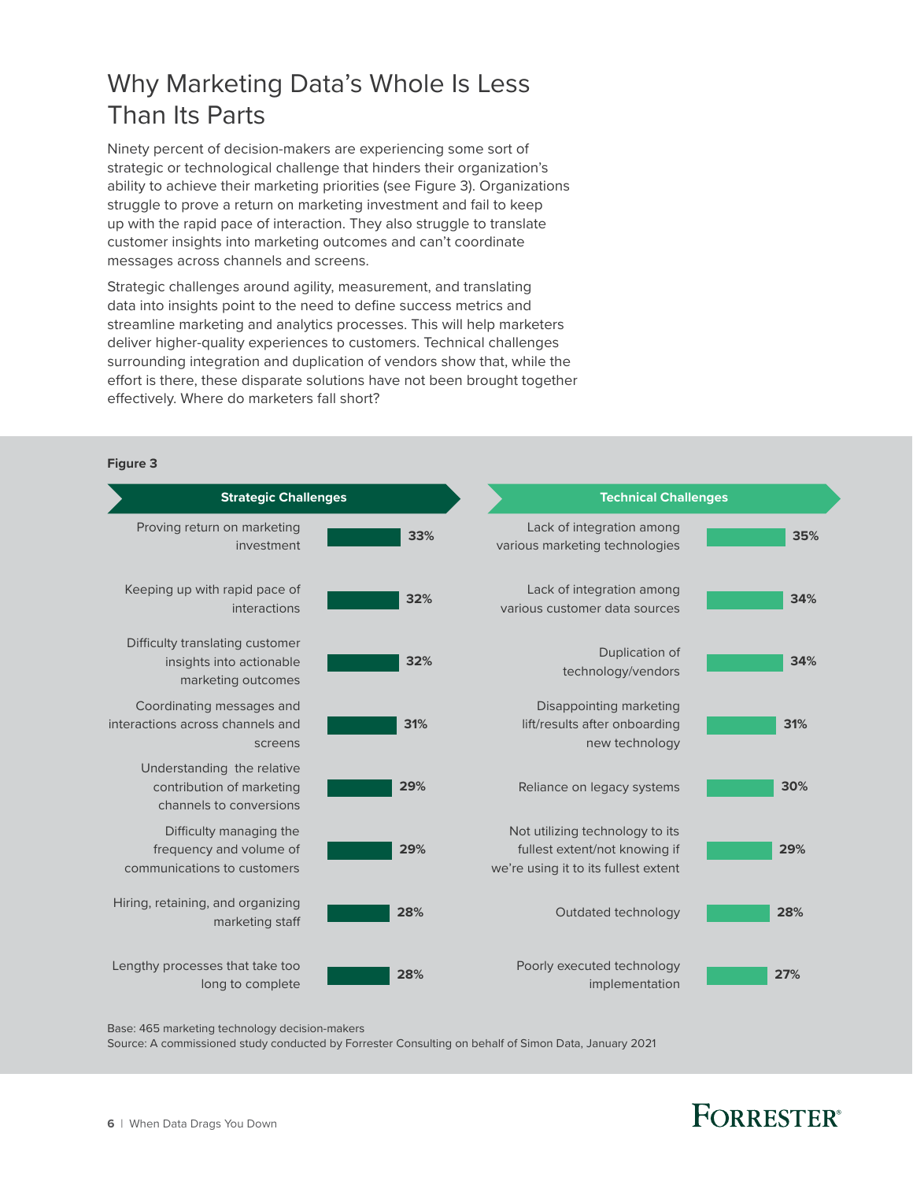# Why Marketing Data's Whole Is Less Than Its Parts

Ninety percent of decision-makers are experiencing some sort of strategic or technological challenge that hinders their organization's ability to achieve their marketing priorities (see Figure 3). Organizations struggle to prove a return on marketing investment and fail to keep up with the rapid pace of interaction. They also struggle to translate customer insights into marketing outcomes and can't coordinate messages across channels and screens.

Strategic challenges around agility, measurement, and translating data into insights point to the need to define success metrics and streamline marketing and analytics processes. This will help marketers deliver higher-quality experiences to customers. Technical challenges surrounding integration and duplication of vendors show that, while the effort is there, these disparate solutions have not been brought together effectively. Where do marketers fall short?

**Figure 3**

| Strategic Challenges | % |
|---|---|
| Proving return on marketing investment | 33% |
| Keeping up with rapid pace of interactions | 32% |
| Difficulty translating customer insights into actionable marketing outcomes | 32% |
| Coordinating messages and interactions across channels and screens | 31% |
| Understanding the relative contribution of marketing channels to conversions | 29% |
| Difficulty managing the frequency and volume of communications to customers | 29% |
| Hiring, retaining, and organizing marketing staff | 28% |
| Lengthy processes that take too long to complete | 28% |

| Technical Challenges | % |
|---|---|
| Lack of integration among various marketing technologies | 35% |
| Lack of integration among various customer data sources | 34% |
| Duplication of technology/vendors | 34% |
| Disappointing marketing lift/results after onboarding new technology | 31% |
| Reliance on legacy systems | 30% |
| Not utilizing technology to its fullest extent/not knowing if we're using it to its fullest extent | 29% |
| Outdated technology | 28% |
| Poorly executed technology implementation | 27% |

Base: 465 marketing technology decision-makers
Source: A commissioned study conducted by Forrester Consulting on behalf of Simon Data, January 2021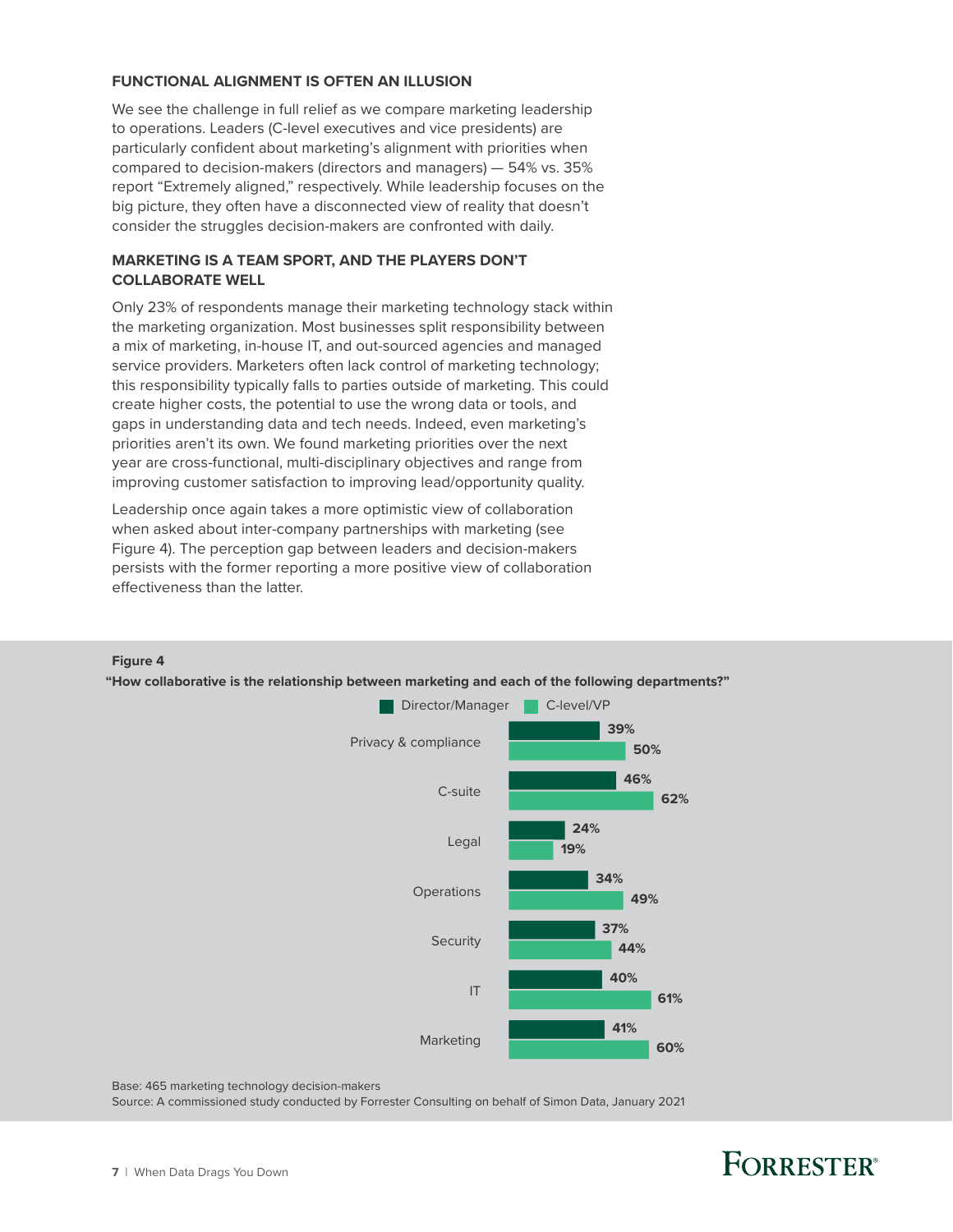## FUNCTIONAL ALIGNMENT IS OFTEN AN ILLUSION

We see the challenge in full relief as we compare marketing leadership to operations. Leaders (C-level executives and vice presidents) are particularly confident about marketing's alignment with priorities when compared to decision-makers (directors and managers) — 54% vs. 35% report "Extremely aligned," respectively. While leadership focuses on the big picture, they often have a disconnected view of reality that doesn't consider the struggles decision-makers are confronted with daily.

## MARKETING IS A TEAM SPORT, AND THE PLAYERS DON'T COLLABORATE WELL

Only 23% of respondents manage their marketing technology stack within the marketing organization. Most businesses split responsibility between a mix of marketing, in-house IT, and out-sourced agencies and managed service providers. Marketers often lack control of marketing technology; this responsibility typically falls to parties outside of marketing. This could create higher costs, the potential to use the wrong data or tools, and gaps in understanding data and tech needs. Indeed, even marketing's priorities aren't its own. We found marketing priorities over the next year are cross-functional, multi-disciplinary objectives and range from improving customer satisfaction to improving lead/opportunity quality.

Leadership once again takes a more optimistic view of collaboration when asked about inter-company partnerships with marketing (see Figure 4). The perception gap between leaders and decision-makers persists with the former reporting a more positive view of collaboration effectiveness than the latter.

**Figure 4**

**"How collaborative is the relationship between marketing and each of the following departments?"**

| Department | Director/Manager | C-level/VP |
|---|---|---|
| Privacy & compliance | 39% | 50% |
| C-suite | 46% | 62% |
| Legal | 24% | 19% |
| Operations | 34% | 49% |
| Security | 37% | 44% |
| IT | 40% | 61% |
| Marketing | 41% | 60% |

Base: 465 marketing technology decision-makers

Source: A commissioned study conducted by Forrester Consulting on behalf of Simon Data, January 2021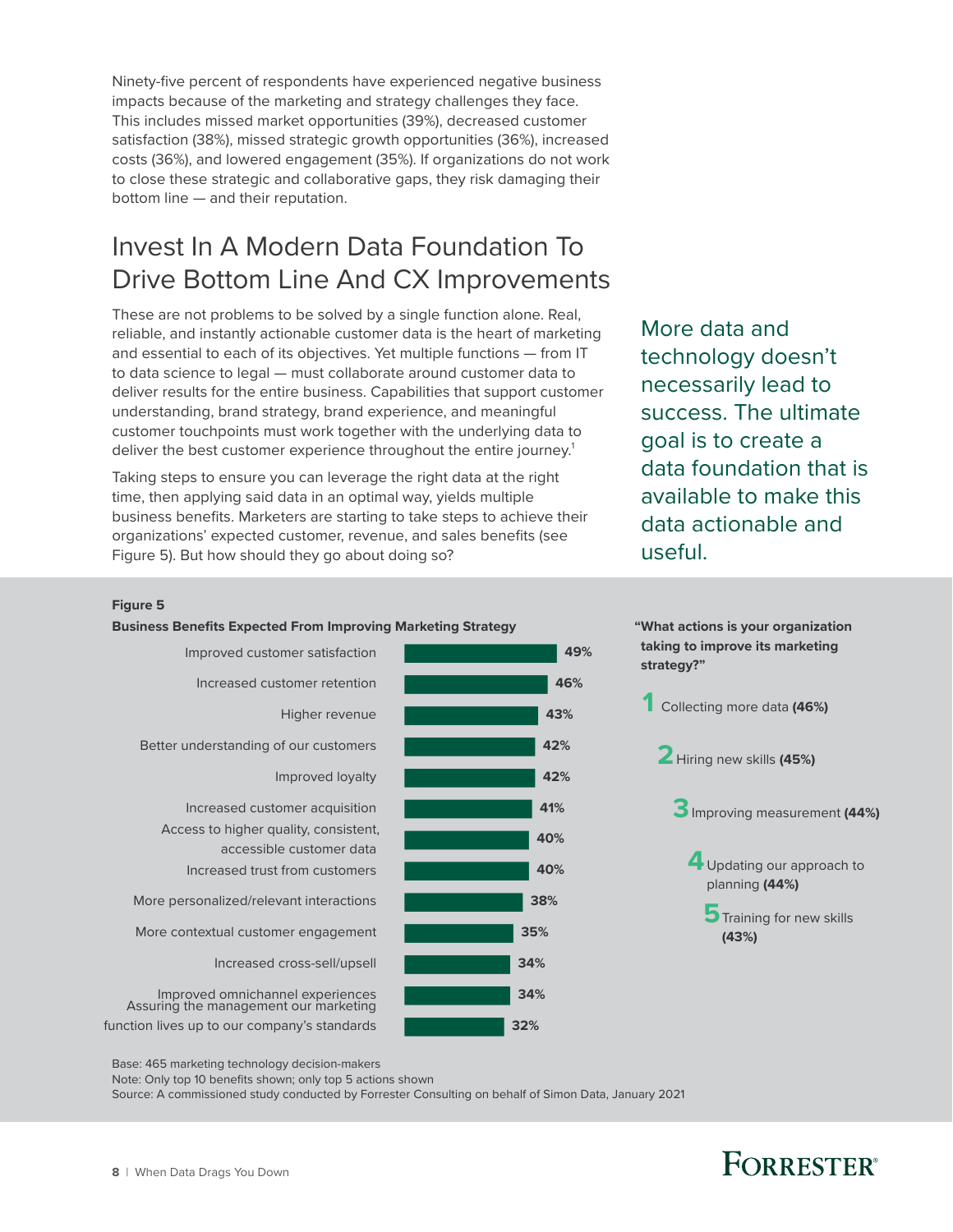Ninety-five percent of respondents have experienced negative business impacts because of the marketing and strategy challenges they face. This includes missed market opportunities (39%), decreased customer satisfaction (38%), missed strategic growth opportunities (36%), increased costs (36%), and lowered engagement (35%). If organizations do not work to close these strategic and collaborative gaps, they risk damaging their bottom line — and their reputation.

## Invest In A Modern Data Foundation To Drive Bottom Line And CX Improvements

These are not problems to be solved by a single function alone. Real, reliable, and instantly actionable customer data is the heart of marketing and essential to each of its objectives. Yet multiple functions — from IT to data science to legal — must collaborate around customer data to deliver results for the entire business. Capabilities that support customer understanding, brand strategy, brand experience, and meaningful customer touchpoints must work together with the underlying data to deliver the best customer experience throughout the entire journey.[1]

Taking steps to ensure you can leverage the right data at the right time, then applying said data in an optimal way, yields multiple business benefits. Marketers are starting to take steps to achieve their organizations' expected customer, revenue, and sales benefits (see Figure 5). But how should they go about doing so?

> More data and technology doesn't necessarily lead to success. The ultimate goal is to create a data foundation that is available to make this data actionable and useful.

**Figure 5**

**Business Benefits Expected From Improving Marketing Strategy**

| Benefit | Percent |
|---|---|
| Improved customer satisfaction | 49% |
| Increased customer retention | 46% |
| Higher revenue | 43% |
| Better understanding of our customers | 42% |
| Improved loyalty | 42% |
| Increased customer acquisition | 41% |
| Access to higher quality, consistent, accessible customer data | 40% |
| Increased trust from customers | 40% |
| More personalized/relevant interactions | 38% |
| More contextual customer engagement | 35% |
| Increased cross-sell/upsell | 34% |
| Improved omnichannel experiences | 34% |
| Assuring the management our marketing function lives up to our company's standards | 32% |

**"What actions is your organization taking to improve its marketing strategy?"**

1. Collecting more data **(46%)**
2. Hiring new skills **(45%)**
3. Improving measurement **(44%)**
4. Updating our approach to planning **(44%)**
5. Training for new skills **(43%)**

Base: 465 marketing technology decision-makers
Note: Only top 10 benefits shown; only top 5 actions shown
Source: A commissioned study conducted by Forrester Consulting on behalf of Simon Data, January 2021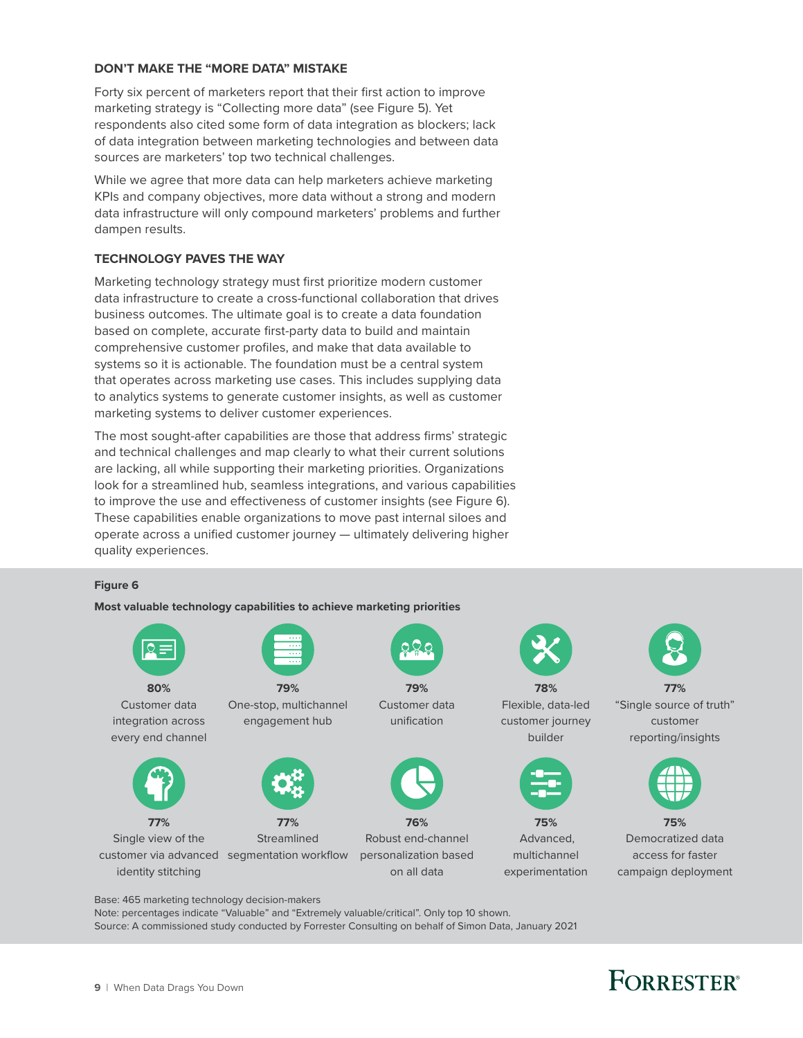### DON'T MAKE THE "MORE DATA" MISTAKE

Forty six percent of marketers report that their first action to improve marketing strategy is "Collecting more data" (see Figure 5). Yet respondents also cited some form of data integration as blockers; lack of data integration between marketing technologies and between data sources are marketers' top two technical challenges.

While we agree that more data can help marketers achieve marketing KPIs and company objectives, more data without a strong and modern data infrastructure will only compound marketers' problems and further dampen results.

### TECHNOLOGY PAVES THE WAY

Marketing technology strategy must first prioritize modern customer data infrastructure to create a cross-functional collaboration that drives business outcomes. The ultimate goal is to create a data foundation based on complete, accurate first-party data to build and maintain comprehensive customer profiles, and make that data available to systems so it is actionable. The foundation must be a central system that operates across marketing use cases. This includes supplying data to analytics systems to generate customer insights, as well as customer marketing systems to deliver customer experiences.

The most sought-after capabilities are those that address firms' strategic and technical challenges and map clearly to what their current solutions are lacking, all while supporting their marketing priorities. Organizations look for a streamlined hub, seamless integrations, and various capabilities to improve the use and effectiveness of customer insights (see Figure 6). These capabilities enable organizations to move past internal siloes and operate across a unified customer journey — ultimately delivering higher quality experiences.

**Figure 6**

**Most valuable technology capabilities to achieve marketing priorities**

- **80%** Customer data integration across every end channel
- **79%** One-stop, multichannel engagement hub
- **79%** Customer data unification
- **78%** Flexible, data-led customer journey builder
- **77%** "Single source of truth" customer reporting/insights
- **77%** Single view of the customer via advanced identity stitching
- **77%** Streamlined segmentation workflow
- **76%** Robust end-channel personalization based on all data
- **75%** Advanced, multichannel experimentation
- **75%** Democratized data access for faster campaign deployment

Base: 465 marketing technology decision-makers
Note: percentages indicate "Valuable" and "Extremely valuable/critical". Only top 10 shown.
Source: A commissioned study conducted by Forrester Consulting on behalf of Simon Data, January 2021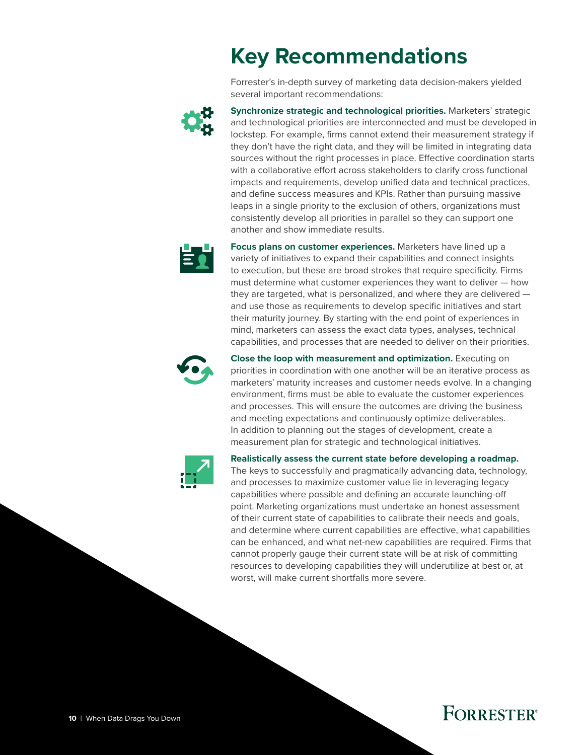# Key Recommendations

Forrester's in-depth survey of marketing data decision-makers yielded several important recommendations:

**Synchronize strategic and technological priorities.** Marketers' strategic and technological priorities are interconnected and must be developed in lockstep. For example, firms cannot extend their measurement strategy if they don't have the right data, and they will be limited in integrating data sources without the right processes in place. Effective coordination starts with a collaborative effort across stakeholders to clarify cross functional impacts and requirements, develop unified data and technical practices, and define success measures and KPIs. Rather than pursuing massive leaps in a single priority to the exclusion of others, organizations must consistently develop all priorities in parallel so they can support one another and show immediate results.

**Focus plans on customer experiences.** Marketers have lined up a variety of initiatives to expand their capabilities and connect insights to execution, but these are broad strokes that require specificity. Firms must determine what customer experiences they want to deliver — how they are targeted, what is personalized, and where they are delivered — and use those as requirements to develop specific initiatives and start their maturity journey. By starting with the end point of experiences in mind, marketers can assess the exact data types, analyses, technical capabilities, and processes that are needed to deliver on their priorities.

**Close the loop with measurement and optimization.** Executing on priorities in coordination with one another will be an iterative process as marketers' maturity increases and customer needs evolve. In a changing environment, firms must be able to evaluate the customer experiences and processes. This will ensure the outcomes are driving the business and meeting expectations and continuously optimize deliverables. In addition to planning out the stages of development, create a measurement plan for strategic and technological initiatives.

**Realistically assess the current state before developing a roadmap.** The keys to successfully and pragmatically advancing data, technology, and processes to maximize customer value lie in leveraging legacy capabilities where possible and defining an accurate launching-off point. Marketing organizations must undertake an honest assessment of their current state of capabilities to calibrate their needs and goals, and determine where current capabilities are effective, what capabilities can be enhanced, and what net-new capabilities are required. Firms that cannot properly gauge their current state will be at risk of committing resources to developing capabilities they will underutilize at best or, at worst, will make current shortfalls more severe.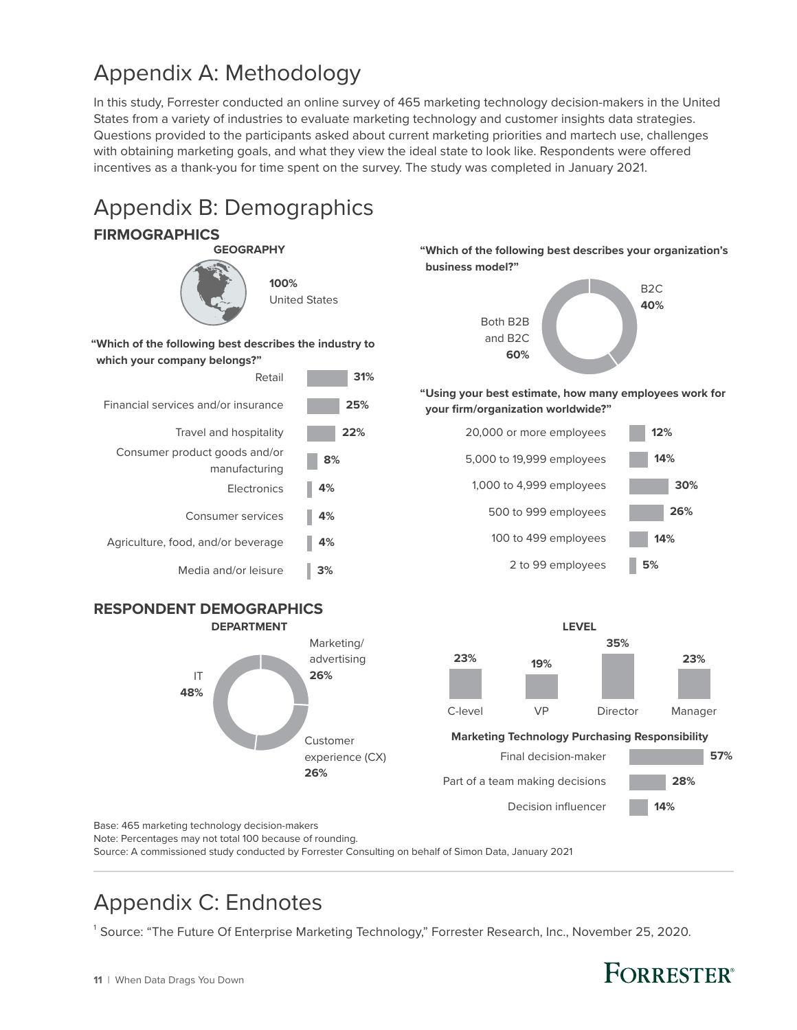# Appendix A: Methodology

In this study, Forrester conducted an online survey of 465 marketing technology decision-makers in the United States from a variety of industries to evaluate marketing technology and customer insights data strategies. Questions provided to the participants asked about current marketing priorities and martech use, challenges with obtaining marketing goals, and what they view the ideal state to look like. Respondents were offered incentives as a thank-you for time spent on the survey. The study was completed in January 2021.

# Appendix B: Demographics

## FIRMOGRAPHICS

**GEOGRAPHY**

**100%**
United States

**"Which of the following best describes your organization's business model?"**

B2C
**40%**

Both B2B and B2C
**60%**

**"Which of the following best describes the industry to which your company belongs?"**

Retail **31%**
Financial services and/or insurance **25%**
Travel and hospitality **22%**
Consumer product goods and/or manufacturing **8%**
Electronics **4%**
Consumer services **4%**
Agriculture, food, and/or beverage **4%**
Media and/or leisure **3%**

**"Using your best estimate, how many employees work for your firm/organization worldwide?"**

20,000 or more employees **12%**
5,000 to 19,999 employees **14%**
1,000 to 4,999 employees **30%**
500 to 999 employees **26%**
100 to 499 employees **14%**
2 to 99 employees **5%**

## RESPONDENT DEMOGRAPHICS

**DEPARTMENT**

IT
**48%**

Marketing/advertising
**26%**

Customer experience (CX)
**26%**

**LEVEL**

C-level **23%**
VP **19%**
Director **35%**
Manager **23%**

**Marketing Technology Purchasing Responsibility**

Final decision-maker **57%**
Part of a team making decisions **28%**
Decision influencer **14%**

Base: 465 marketing technology decision-makers

Note: Percentages may not total 100 because of rounding.

Source: A commissioned study conducted by Forrester Consulting on behalf of Simon Data, January 2021

# Appendix C: Endnotes

[1] Source: "The Future Of Enterprise Marketing Technology," Forrester Research, Inc., November 25, 2020.